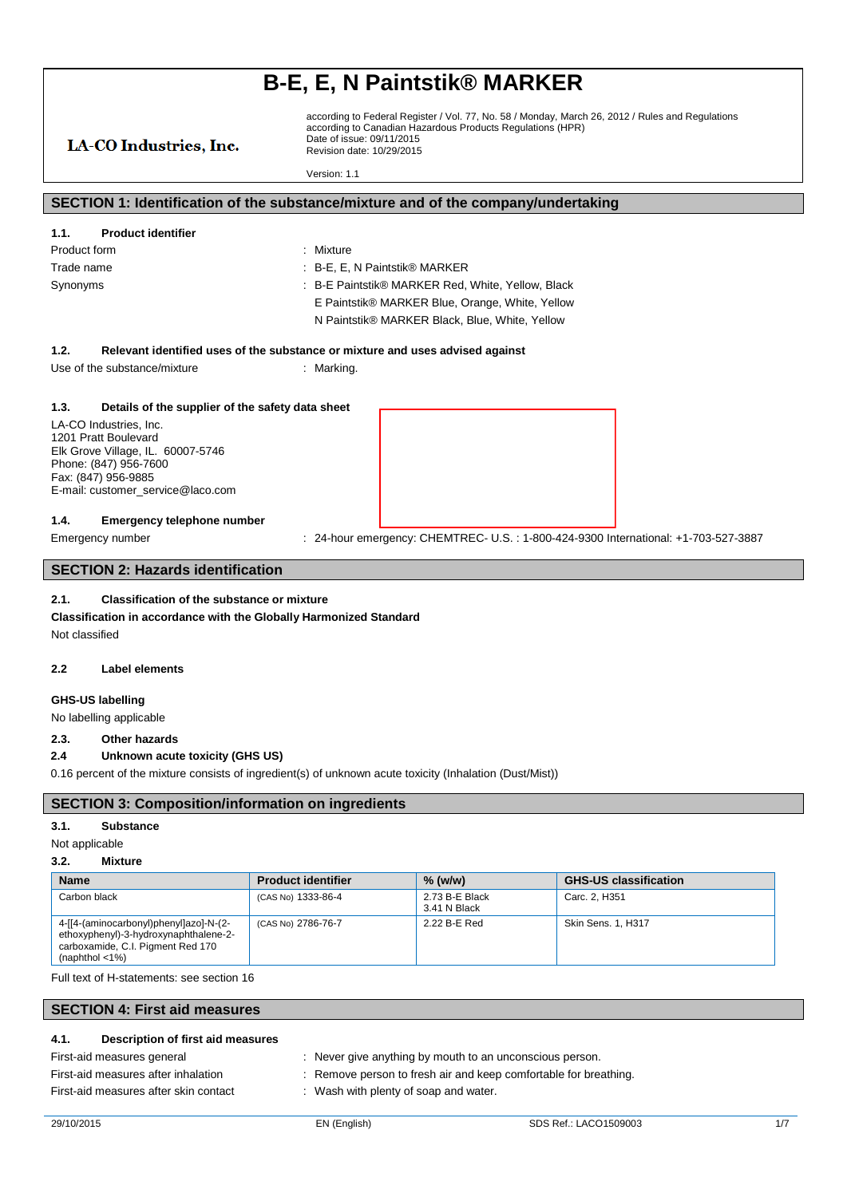# B-E, E, N Paintstik® MARKER

LA-CO Industries, Inc.

according to Federal Register / Vol. 77, No. 58 / Monday, March 26, 2012 / Rules and Regulations
according to Canadian Hazardous Products Regulations (HPR)
Date of issue: 09/11/2015
Revision date: 10/29/2015

Version: 1.1

## SECTION 1: Identification of the substance/mixture and of the company/undertaking

### 1.1. Product identifier

Product form : Mixture

Trade name : B-E, E, N Paintstik® MARKER

Synonyms : B-E Paintstik® MARKER Red, White, Yellow, Black
E Paintstik® MARKER Blue, Orange, White, Yellow
N Paintstik® MARKER Black, Blue, White, Yellow

### 1.2. Relevant identified uses of the substance or mixture and uses advised against

Use of the substance/mixture : Marking.

### 1.3. Details of the supplier of the safety data sheet

LA-CO Industries, Inc.
1201 Pratt Boulevard
Elk Grove Village, IL. 60007-5746
Phone: (847) 956-7600
Fax: (847) 956-9885
E-mail: customer_service@laco.com

### 1.4. Emergency telephone number

Emergency number : 24-hour emergency: CHEMTREC- U.S. : 1-800-424-9300 International: +1-703-527-3887

## SECTION 2: Hazards identification

### 2.1. Classification of the substance or mixture

**Classification in accordance with the Globally Harmonized Standard**

Not classified

### 2.2 Label elements

**GHS-US labelling**

No labelling applicable

### 2.3. Other hazards

### 2.4 Unknown acute toxicity (GHS US)

0.16 percent of the mixture consists of ingredient(s) of unknown acute toxicity (Inhalation (Dust/Mist))

## SECTION 3: Composition/information on ingredients

### 3.1. Substance

Not applicable

### 3.2. Mixture

| Name | Product identifier | % (w/w) | GHS-US classification |
|---|---|---|---|
| Carbon black | (CAS No) 1333-86-4 | 2.73 B-E Black<br>3.41 N Black | Carc. 2, H351 |
| 4-[[4-(aminocarbonyl)phenyl]azo]-N-(2-ethoxyphenyl)-3-hydroxynaphthalene-2-carboxamide, C.I. Pigment Red 170 (naphthol <1%) | (CAS No) 2786-76-7 | 2.22 B-E Red | Skin Sens. 1, H317 |

Full text of H-statements: see section 16

## SECTION 4: First aid measures

### 4.1. Description of first aid measures

First-aid measures general : Never give anything by mouth to an unconscious person.

First-aid measures after inhalation : Remove person to fresh air and keep comfortable for breathing.

First-aid measures after skin contact : Wash with plenty of soap and water.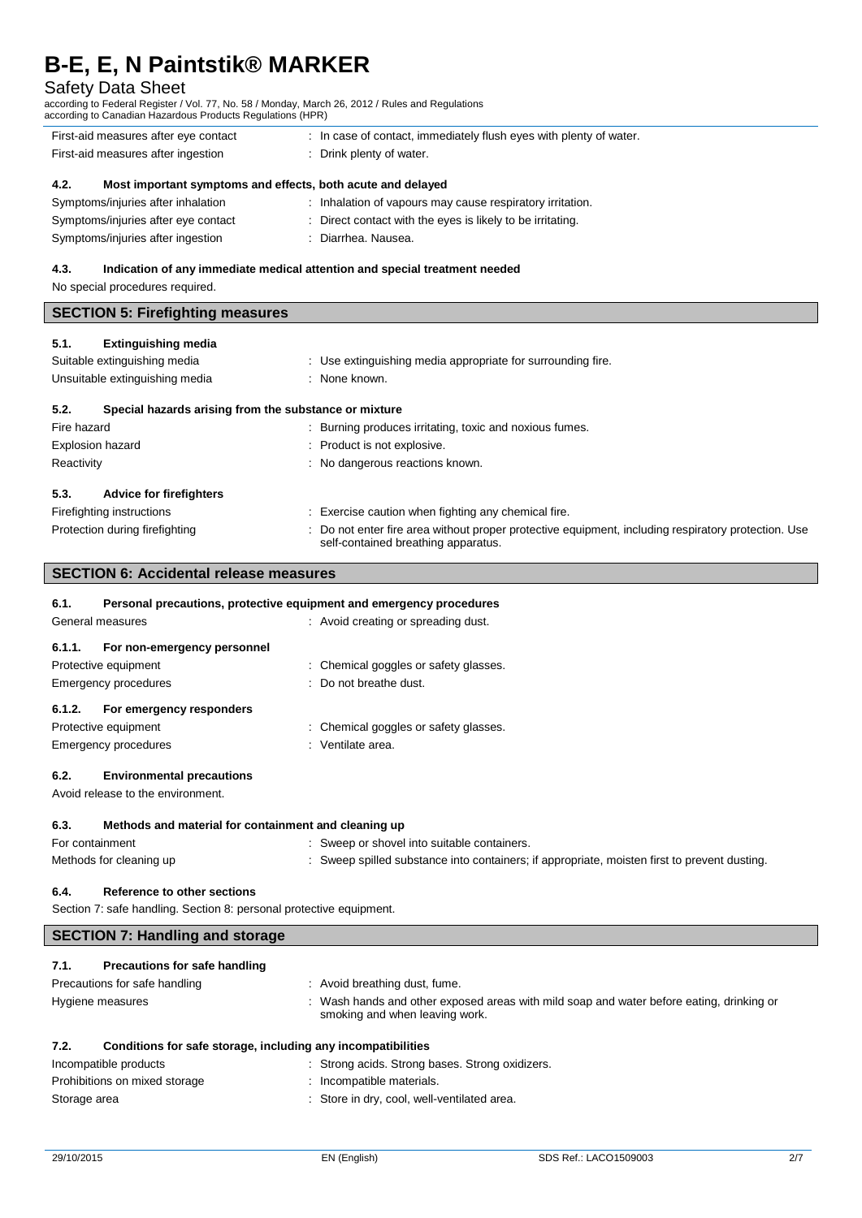First-aid measures after eye contact : In case of contact, immediately flush eyes with plenty of water.

First-aid measures after ingestion : Drink plenty of water.

### 4.2. Most important symptoms and effects, both acute and delayed

Symptoms/injuries after inhalation : Inhalation of vapours may cause respiratory irritation.

Symptoms/injuries after eye contact : Direct contact with the eyes is likely to be irritating.

Symptoms/injuries after ingestion : Diarrhea. Nausea.

### 4.3. Indication of any immediate medical attention and special treatment needed

No special procedures required.

## SECTION 5: Firefighting measures

### 5.1. Extinguishing media

Suitable extinguishing media : Use extinguishing media appropriate for surrounding fire.

Unsuitable extinguishing media : None known.

### 5.2. Special hazards arising from the substance or mixture

Fire hazard : Burning produces irritating, toxic and noxious fumes.

Explosion hazard : Product is not explosive.

Reactivity : No dangerous reactions known.

### 5.3. Advice for firefighters

Firefighting instructions : Exercise caution when fighting any chemical fire.

Protection during firefighting : Do not enter fire area without proper protective equipment, including respiratory protection. Use self-contained breathing apparatus.

## SECTION 6: Accidental release measures

### 6.1. Personal precautions, protective equipment and emergency procedures

General measures : Avoid creating or spreading dust.

#### 6.1.1. For non-emergency personnel

Protective equipment : Chemical goggles or safety glasses.

Emergency procedures : Do not breathe dust.

#### 6.1.2. For emergency responders

Protective equipment : Chemical goggles or safety glasses.

Emergency procedures : Ventilate area.

### 6.2. Environmental precautions

Avoid release to the environment.

### 6.3. Methods and material for containment and cleaning up

For containment : Sweep or shovel into suitable containers.

Methods for cleaning up : Sweep spilled substance into containers; if appropriate, moisten first to prevent dusting.

### 6.4. Reference to other sections

Section 7: safe handling. Section 8: personal protective equipment.

## SECTION 7: Handling and storage

### 7.1. Precautions for safe handling

Precautions for safe handling : Avoid breathing dust, fume.

Hygiene measures : Wash hands and other exposed areas with mild soap and water before eating, drinking or smoking and when leaving work.

### 7.2. Conditions for safe storage, including any incompatibilities

Incompatible products : Strong acids. Strong bases. Strong oxidizers.

Prohibitions on mixed storage : Incompatible materials.

Storage area : Store in dry, cool, well-ventilated area.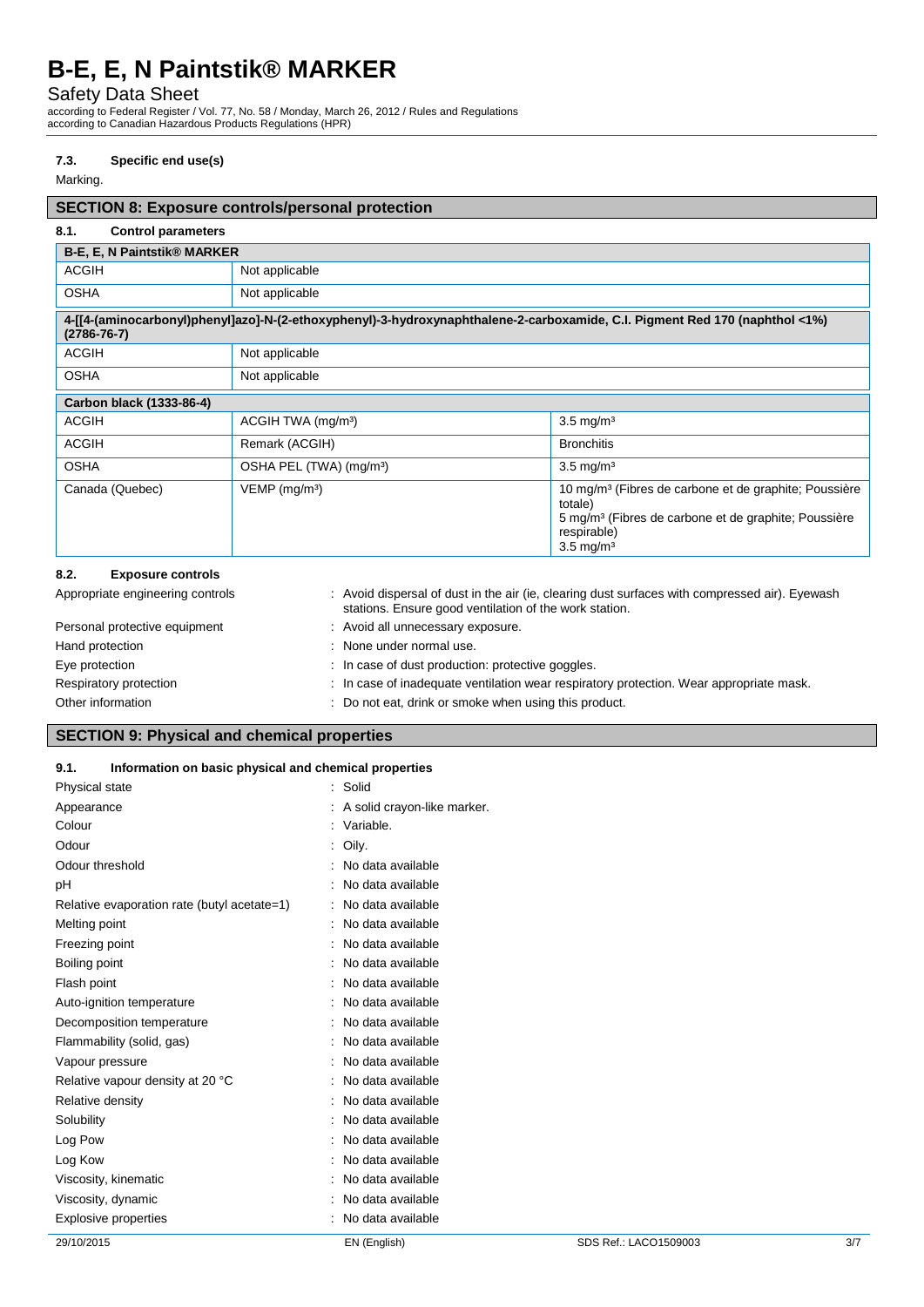### 7.3. Specific end use(s)

Marking.

## SECTION 8: Exposure controls/personal protection

### 8.1. Control parameters

| B-E, E, N Paintstik® MARKER | | |
|---|---|---|
| ACGIH | Not applicable | |
| OSHA | Not applicable | |

| 4-[[4-(aminocarbonyl)phenyl]azo]-N-(2-ethoxyphenyl)-3-hydroxynaphthalene-2-carboxamide, C.I. Pigment Red 170 (naphthol <1%) (2786-76-7) | | |
|---|---|---|
| ACGIH | Not applicable | |
| OSHA | Not applicable | |

| Carbon black (1333-86-4) | | |
|---|---|---|
| ACGIH | ACGIH TWA (mg/m³) | 3.5 mg/m³ |
| ACGIH | Remark (ACGIH) | Bronchitis |
| OSHA | OSHA PEL (TWA) (mg/m³) | 3.5 mg/m³ |
| Canada (Quebec) | VEMP (mg/m³) | 10 mg/m³ (Fibres de carbone et de graphite; Poussière totale)<br>5 mg/m³ (Fibres de carbone et de graphite; Poussière respirable)<br>3.5 mg/m³ |

### 8.2. Exposure controls

Appropriate engineering controls : Avoid dispersal of dust in the air (ie, clearing dust surfaces with compressed air). Eyewash stations. Ensure good ventilation of the work station.

Personal protective equipment : Avoid all unnecessary exposure.

Hand protection : None under normal use.

Eye protection : In case of dust production: protective goggles.

Respiratory protection : In case of inadequate ventilation wear respiratory protection. Wear appropriate mask.

Other information : Do not eat, drink or smoke when using this product.

## SECTION 9: Physical and chemical properties

### 9.1. Information on basic physical and chemical properties

Physical state : Solid

Appearance : A solid crayon-like marker.

Colour : Variable.

Odour : Oily.

Odour threshold : No data available

pH : No data available

Relative evaporation rate (butyl acetate=1) : No data available

Melting point : No data available

Freezing point : No data available

Boiling point : No data available

Flash point : No data available

Auto-ignition temperature : No data available

Decomposition temperature : No data available

Flammability (solid, gas) : No data available

Vapour pressure : No data available

Relative vapour density at 20 °C : No data available

Relative density : No data available

Solubility : No data available

Log Pow : No data available

Log Kow : No data available

Viscosity, kinematic : No data available

Viscosity, dynamic : No data available

Explosive properties : No data available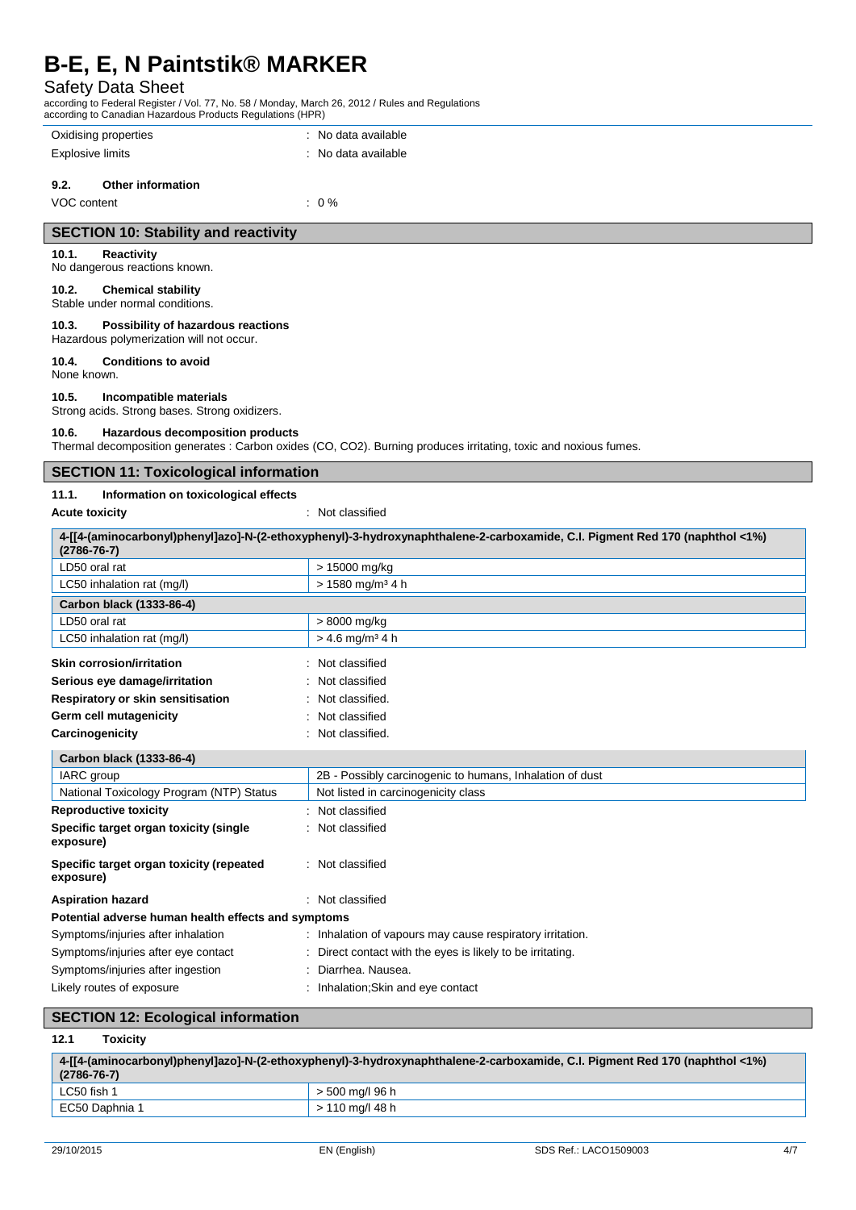| | |
|---|---|
| Oxidising properties | : No data available |
| Explosive limits | : No data available |

### 9.2. Other information

VOC content : 0 %

## SECTION 10: Stability and reactivity

### 10.1. Reactivity

No dangerous reactions known.

### 10.2. Chemical stability

Stable under normal conditions.

### 10.3. Possibility of hazardous reactions

Hazardous polymerization will not occur.

### 10.4. Conditions to avoid

None known.

### 10.5. Incompatible materials

Strong acids. Strong bases. Strong oxidizers.

### 10.6. Hazardous decomposition products

Thermal decomposition generates : Carbon oxides (CO, $CO_2$). Burning produces irritating, toxic and noxious fumes.

## SECTION 11: Toxicological information

### 11.1. Information on toxicological effects

**Acute toxicity** : Not classified

| 4-[[4-(aminocarbonyl)phenyl]azo]-N-(2-ethoxyphenyl)-3-hydroxynaphthalene-2-carboxamide, C.I. Pigment Red 170 (naphthol <1%) (2786-76-7) | |
|---|---|
| LD50 oral rat | > 15000 mg/kg |
| LC50 inhalation rat (mg/l) | > 1580 mg/m³ 4 h |
| **Carbon black (1333-86-4)** | |
| LD50 oral rat | > 8000 mg/kg |
| LC50 inhalation rat (mg/l) | > 4.6 mg/m³ 4 h |

| | |
|---|---|
| **Skin corrosion/irritation** | : Not classified |
| **Serious eye damage/irritation** | : Not classified |
| **Respiratory or skin sensitisation** | : Not classified. |
| **Germ cell mutagenicity** | : Not classified |
| **Carcinogenicity** | : Not classified. |

| Carbon black (1333-86-4) | |
|---|---|
| IARC group | 2B - Possibly carcinogenic to humans, Inhalation of dust |
| National Toxicology Program (NTP) Status | Not listed in carcinogenicity class |

| | |
|---|---|
| **Reproductive toxicity** | : Not classified |
| **Specific target organ toxicity (single exposure)** | : Not classified |
| **Specific target organ toxicity (repeated exposure)** | : Not classified |
| **Aspiration hazard** | : Not classified |

**Potential adverse human health effects and symptoms**

| | |
|---|---|
| Symptoms/injuries after inhalation | : Inhalation of vapours may cause respiratory irritation. |
| Symptoms/injuries after eye contact | : Direct contact with the eyes is likely to be irritating. |
| Symptoms/injuries after ingestion | : Diarrhea. Nausea. |
| Likely routes of exposure | : Inhalation;Skin and eye contact |

## SECTION 12: Ecological information

### 12.1 Toxicity

| 4-[[4-(aminocarbonyl)phenyl]azo]-N-(2-ethoxyphenyl)-3-hydroxynaphthalene-2-carboxamide, C.I. Pigment Red 170 (naphthol <1%) (2786-76-7) | |
|---|---|
| LC50 fish 1 | > 500 mg/l 96 h |
| EC50 Daphnia 1 | > 110 mg/l 48 h |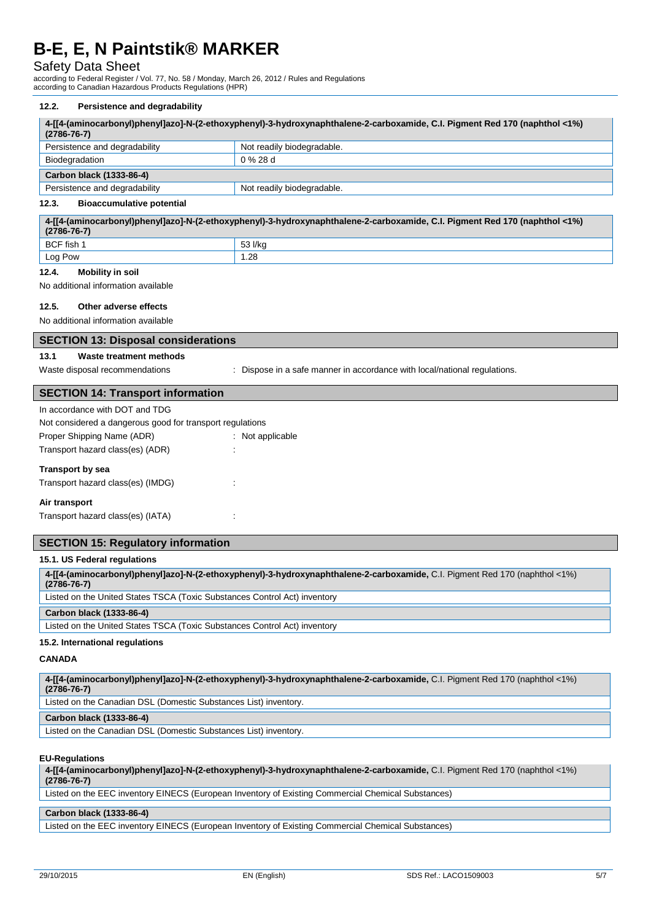### 12.2. Persistence and degradability

| 4-[[4-(aminocarbonyl)phenyl]azo]-N-(2-ethoxyphenyl)-3-hydroxynaphthalene-2-carboxamide, C.I. Pigment Red 170 (naphthol <1%) (2786-76-7) | |
|---|---|
| Persistence and degradability | Not readily biodegradable. |
| Biodegradation | 0 % 28 d |
| **Carbon black (1333-86-4)** | |
| Persistence and degradability | Not readily biodegradable. |

### 12.3. Bioaccumulative potential

| 4-[[4-(aminocarbonyl)phenyl]azo]-N-(2-ethoxyphenyl)-3-hydroxynaphthalene-2-carboxamide, C.I. Pigment Red 170 (naphthol <1%) (2786-76-7) | |
|---|---|
| BCF fish 1 | 53 l/kg |
| Log Pow | 1.28 |

### 12.4. Mobility in soil

No additional information available

### 12.5. Other adverse effects

No additional information available

## SECTION 13: Disposal considerations

### 13.1 Waste treatment methods

Waste disposal recommendations : Dispose in a safe manner in accordance with local/national regulations.

## SECTION 14: Transport information

In accordance with DOT and TDG

Not considered a dangerous good for transport regulations

Proper Shipping Name (ADR) : Not applicable

Transport hazard class(es) (ADR) :

**Transport by sea**

Transport hazard class(es) (IMDG) :

**Air transport**

Transport hazard class(es) (IATA) :

## SECTION 15: Regulatory information

### 15.1. US Federal regulations

| **4-[[4-(aminocarbonyl)phenyl]azo]-N-(2-ethoxyphenyl)-3-hydroxynaphthalene-2-carboxamide,** C.I. Pigment Red 170 (naphthol <1%) **(2786-76-7)** |
|---|
| Listed on the United States TSCA (Toxic Substances Control Act) inventory |
| **Carbon black (1333-86-4)** |
| Listed on the United States TSCA (Toxic Substances Control Act) inventory |

### 15.2. International regulations

**CANADA**

| **4-[[4-(aminocarbonyl)phenyl]azo]-N-(2-ethoxyphenyl)-3-hydroxynaphthalene-2-carboxamide,** C.I. Pigment Red 170 (naphthol <1%) **(2786-76-7)** |
|---|
| Listed on the Canadian DSL (Domestic Substances List) inventory. |
| **Carbon black (1333-86-4)** |
| Listed on the Canadian DSL (Domestic Substances List) inventory. |

**EU-Regulations**

| **4-[[4-(aminocarbonyl)phenyl]azo]-N-(2-ethoxyphenyl)-3-hydroxynaphthalene-2-carboxamide,** C.I. Pigment Red 170 (naphthol <1%) **(2786-76-7)** |
|---|
| Listed on the EEC inventory EINECS (European Inventory of Existing Commercial Chemical Substances) |

| **Carbon black (1333-86-4)** |
|---|
| Listed on the EEC inventory EINECS (European Inventory of Existing Commercial Chemical Substances) |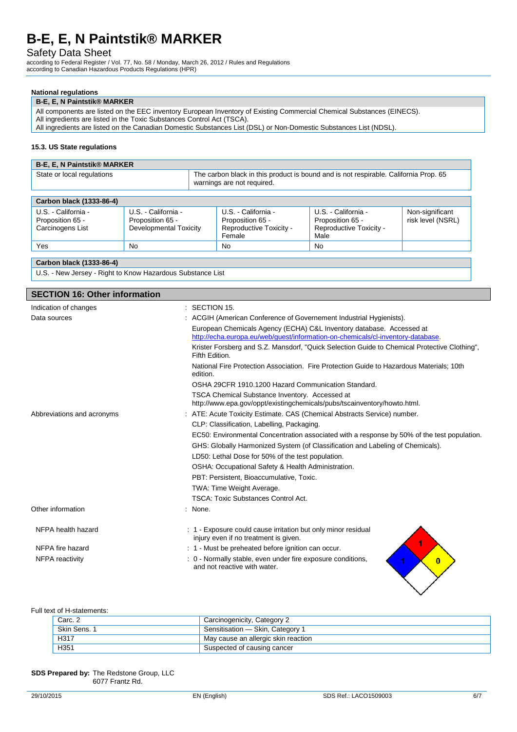### National regulations

| B-E, E, N Paintstik® MARKER |
|---|
| All components are listed on the EEC inventory European Inventory of Existing Commercial Chemical Substances (EINECS).<br>All ingredients are listed in the Toxic Substances Control Act (TSCA).<br>All ingredients are listed on the Canadian Domestic Substances List (DSL) or Non-Domestic Substances List (NDSL). |

#### 15.3. US State regulations

| B-E, E, N Paintstik® MARKER | |
|---|---|
| State or local regulations | The carbon black in this product is bound and is not respirable. California Prop. 65 warnings are not required. |

| Carbon black (1333-86-4) | | | | |
|---|---|---|---|---|
| U.S. - California - Proposition 65 - Carcinogens List | U.S. - California - Proposition 65 - Developmental Toxicity | U.S. - California - Proposition 65 - Reproductive Toxicity - Female | U.S. - California - Proposition 65 - Reproductive Toxicity - Male | Non-significant risk level (NSRL) |
| Yes | No | No | No | |

| Carbon black (1333-86-4) |
|---|
| U.S. - New Jersey - Right to Know Hazardous Substance List |

## SECTION 16: Other information

Indication of changes : SECTION 15.

Data sources :
- ACGIH (American Conference of Governement Industrial Hygienists).
- European Chemicals Agency (ECHA) C&L Inventory database. Accessed at http://echa.europa.eu/web/guest/information-on-chemicals/cl-inventory-database.
- Krister Forsberg and S.Z. Mansdorf, "Quick Selection Guide to Chemical Protective Clothing", Fifth Edition.
- National Fire Protection Association. Fire Protection Guide to Hazardous Materials; 10th edition.
- OSHA 29CFR 1910.1200 Hazard Communication Standard.
- TSCA Chemical Substance Inventory. Accessed at http://www.epa.gov/oppt/existingchemicals/pubs/tscainventory/howto.html.

Abbreviations and acronyms :
- ATE: Acute Toxicity Estimate. CAS (Chemical Abstracts Service) number.
- CLP: Classification, Labelling, Packaging.
- EC50: Environmental Concentration associated with a response by 50% of the test population.
- GHS: Globally Harmonized System (of Classification and Labeling of Chemicals).
- LD50: Lethal Dose for 50% of the test population.
- OSHA: Occupational Safety & Health Administration.
- PBT: Persistent, Bioaccumulative, Toxic.
- TWA: Time Weight Average.
- TSCA: Toxic Substances Control Act.

Other information : None.

NFPA health hazard : 1 - Exposure could cause irritation but only minor residual injury even if no treatment is given.

NFPA fire hazard : 1 - Must be preheated before ignition can occur.

NFPA reactivity : 0 - Normally stable, even under fire exposure conditions, and not reactive with water.

Full text of H-statements:

| | |
|---|---|
| Carc. 2 | Carcinogenicity, Category 2 |
| Skin Sens. 1 | Sensitisation — Skin, Category 1 |
| H317 | May cause an allergic skin reaction |
| H351 | Suspected of causing cancer |

**SDS Prepared by:** The Redstone Group, LLC
6077 Frantz Rd.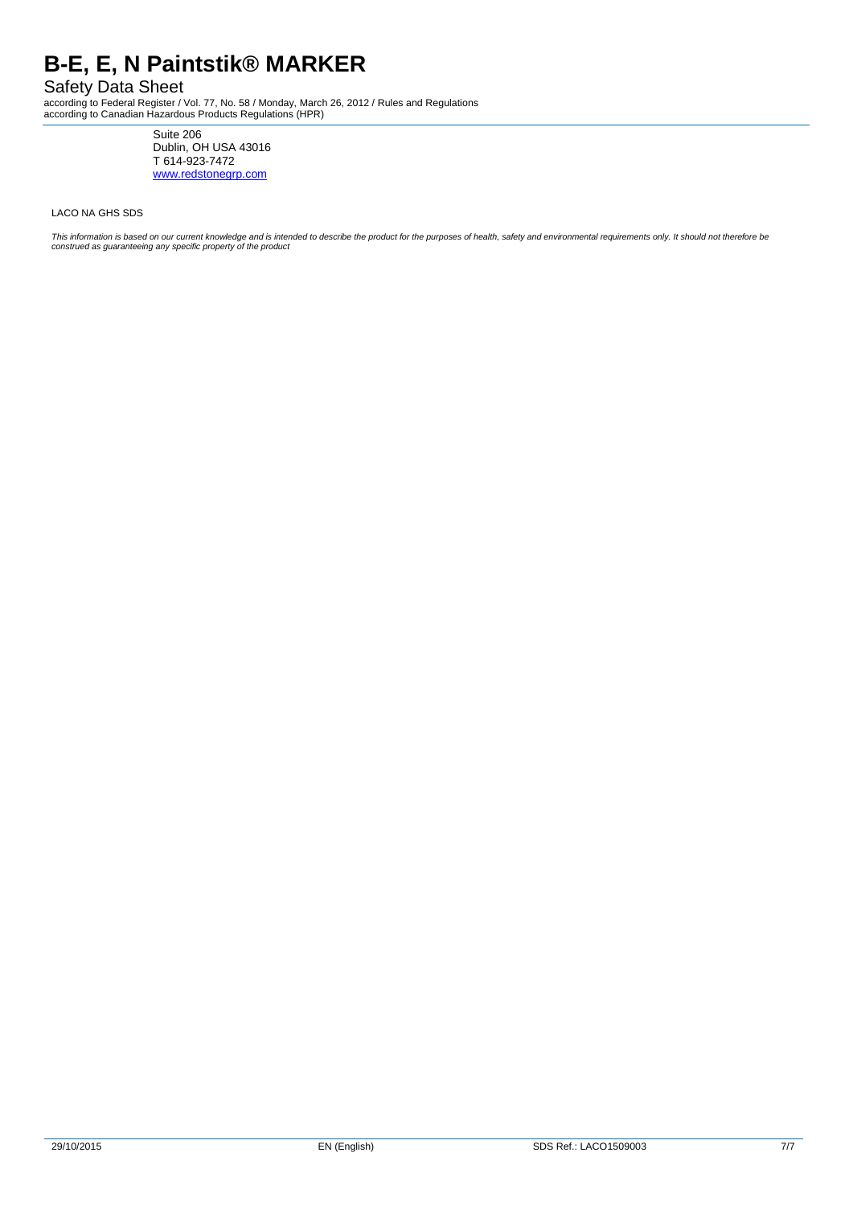Suite 206
Dublin, OH USA 43016
T 614-923-7472
[www.redstonegrp.com](http://www.redstonegrp.com)

LACO NA GHS SDS

*This information is based on our current knowledge and is intended to describe the product for the purposes of health, safety and environmental requirements only. It should not therefore be construed as guaranteeing any specific property of the product*